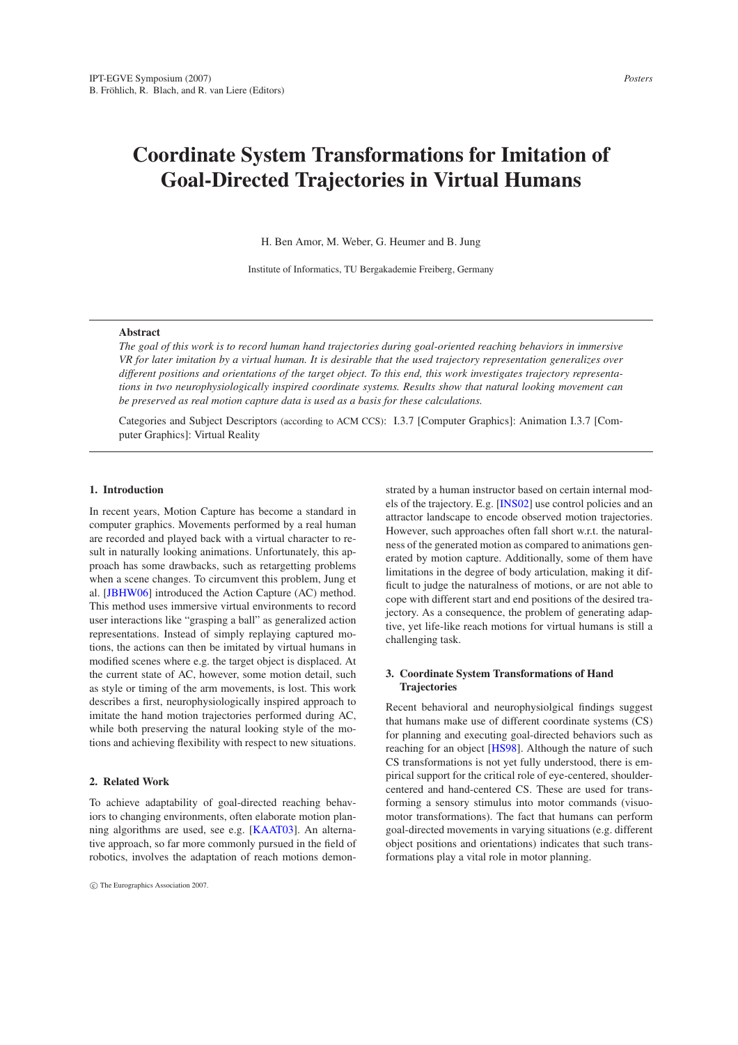# Coordinate System Transformations for Imitation of Goal-Directed Trajectories in Virtual Humans

H. Ben Amor, M. Weber, G. Heumer and B. Jung

Institute of Informatics, TU Bergakademie Freiberg, Germany

## Abstract

*The goal of this work is to record human hand trajectories during goal-oriented reaching behaviors in immersive VR for later imitation by a virtual human. It is desirable that the used trajectory representation generalizes over different positions and orientations of the target object. To this end, this work investigates trajectory representations in two neurophysiologically inspired coordinate systems. Results show that natural looking movement can be preserved as real motion capture data is used as a basis for these calculations.*

Categories and Subject Descriptors (according to ACM CCS): I.3.7 [Computer Graphics]: Animation I.3.7 [Computer Graphics]: Virtual Reality

## 1. Introduction

In recent years, Motion Capture has become a standard in computer graphics. Movements performed by a real human are recorded and played back with a virtual character to result in naturally looking animations. Unfortunately, this approach has some drawbacks, such as retargetting problems when a scene changes. To circumvent this problem, Jung et al. [JBHW06] introduced the Action Capture (AC) method. This method uses immersive virtual environments to record user interactions like "grasping a ball" as generalized action representations. Instead of simply replaying captured motions, the actions can then be imitated by virtual humans in modified scenes where e.g. the target object is displaced. At the current state of AC, however, some motion detail, such as style or timing of the arm movements, is lost. This work describes a first, neurophysiologically inspired approach to imitate the hand motion trajectories performed during AC, while both preserving the natural looking style of the motions and achieving flexibility with respect to new situations.

## 2. Related Work

To achieve adaptability of goal-directed reaching behaviors to changing environments, often elaborate motion planning algorithms are used, see e.g. [KAAT03]. An alternative approach, so far more commonly pursued in the field of robotics, involves the adaptation of reach motions demonstrated by a human instructor based on certain internal models of the trajectory. E.g. [INS02] use control policies and an attractor landscape to encode observed motion trajectories. However, such approaches often fall short w.r.t. the naturalness of the generated motion as compared to animations generated by motion capture. Additionally, some of them have limitations in the degree of body articulation, making it difficult to judge the naturalness of motions, or are not able to cope with different start and end positions of the desired trajectory. As a consequence, the problem of generating adaptive, yet life-like reach motions for virtual humans is still a challenging task.

## 3. Coordinate System Transformations of Hand Trajectories

Recent behavioral and neurophysiolgical findings suggest that humans make use of different coordinate systems (CS) for planning and executing goal-directed behaviors such as reaching for an object [HS98]. Although the nature of such CS transformations is not yet fully understood, there is empirical support for the critical role of eye-centered, shoulder-centered and hand-centered CS. These are used for transforming a sensory stimulus into motor commands (visuomotor transformations). The fact that humans can perform goal-directed movements in varying situations (e.g. different object positions and orientations) indicates that such transformations play a vital role in motor planning.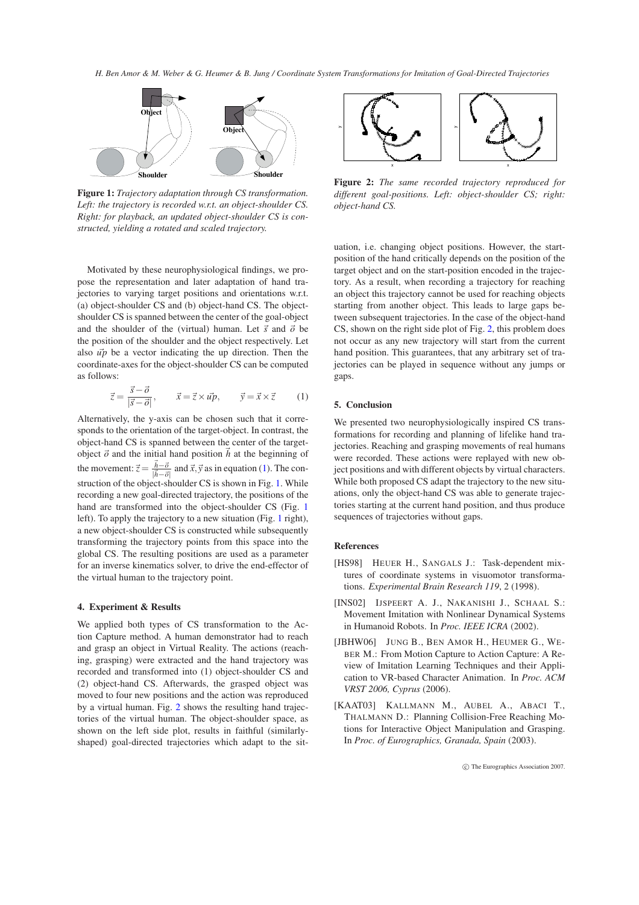Figure 1: *Trajectory adaptation through CS transformation. Left: the trajectory is recorded w.r.t. an object-shoulder CS. Right: for playback, an updated object-shoulder CS is constructed, yielding a rotated and scaled trajectory.*

Motivated by these neurophysiological findings, we propose the representation and later adaptation of hand trajectories to varying target positions and orientations w.r.t. (a) object-shoulder CS and (b) object-hand CS. The object-shoulder CS is spanned between the center of the goal-object and the shoulder of the (virtual) human. Let $\vec{s}$ and $\vec{o}$ be the position of the shoulder and the object respectively. Let also $\vec{up}$ be a vector indicating the up direction. Then the coordinate-axes for the object-shoulder CS can be computed as follows:

$$\vec{z} = \frac{\vec{s} - \vec{o}}{|\vec{s} - \vec{o}|}, \qquad \vec{x} = \vec{z} \times \vec{up}, \qquad \vec{y} = \vec{x} \times \vec{z} \tag{1}$$

Alternatively, the y-axis can be chosen such that it corresponds to the orientation of the target-object. In contrast, the object-hand CS is spanned between the center of the target-object $\vec{o}$ and the initial hand position $\vec{h}$ at the beginning of the movement: $\vec{z} = \frac{\vec{h} - \vec{o}}{|\vec{h} - \vec{o}|}$ and $\vec{x}, \vec{y}$ as in equation (1). The construction of the object-shoulder CS is shown in Fig. 1. While recording a new goal-directed trajectory, the positions of the hand are transformed into the object-shoulder CS (Fig. 1 left). To apply the trajectory to a new situation (Fig. 1 right), a new object-shoulder CS is constructed while subsequently transforming the trajectory points from this space into the global CS. The resulting positions are used as a parameter for an inverse kinematics solver, to drive the end-effector of the virtual human to the trajectory point.

## 4. Experiment & Results

We applied both types of CS transformation to the Action Capture method. A human demonstrator had to reach and grasp an object in Virtual Reality. The actions (reaching, grasping) were extracted and the hand trajectory was recorded and transformed into (1) object-shoulder CS and (2) object-hand CS. Afterwards, the grasped object was moved to four new positions and the action was reproduced by a virtual human. Fig. 2 shows the resulting hand trajectories of the virtual human. The object-shoulder space, as shown on the left side plot, results in faithful (similarly-shaped) goal-directed trajectories which adapt to the situation, i.e. changing object positions. However, the start-position of the hand critically depends on the position of the target object and on the start-position encoded in the trajectory. As a result, when recording a trajectory for reaching an object this trajectory cannot be used for reaching objects starting from another object. This leads to large gaps between subsequent trajectories. In the case of the object-hand CS, shown on the right side plot of Fig. 2, this problem does not occur as any new trajectory will start from the current hand position. This guarantees, that any arbitrary set of trajectories can be played in sequence without any jumps or gaps.

Figure 2: *The same recorded trajectory reproduced for different goal-positions. Left: object-shoulder CS; right: object-hand CS.*

## 5. Conclusion

We presented two neurophysiologically inspired CS transformations for recording and planning of lifelike hand trajectories. Reaching and grasping movements of real humans were recorded. These actions were replayed with new object positions and with different objects by virtual characters. While both proposed CS adapt the trajectory to the new situations, only the object-hand CS was able to generate trajectories starting at the current hand position, and thus produce sequences of trajectories without gaps.

## References

[HS98] HEUER H., SANGALS J.: Task-dependent mixtures of coordinate systems in visuomotor transformations. *Experimental Brain Research 119*, 2 (1998).

[INS02] IJSPEERT A. J., NAKANISHI J., SCHAAL S.: Movement Imitation with Nonlinear Dynamical Systems in Humanoid Robots. In *Proc. IEEE ICRA* (2002).

[JBHW06] JUNG B., BEN AMOR H., HEUMER G., WEBER M.: From Motion Capture to Action Capture: A Review of Imitation Learning Techniques and their Application to VR-based Character Animation. In *Proc. ACM VRST 2006, Cyprus* (2006).

[KAAT03] KALLMANN M., AUBEL A., ABACI T., THALMANN D.: Planning Collision-Free Reaching Motions for Interactive Object Manipulation and Grasping. In *Proc. of Eurographics, Granada, Spain* (2003).